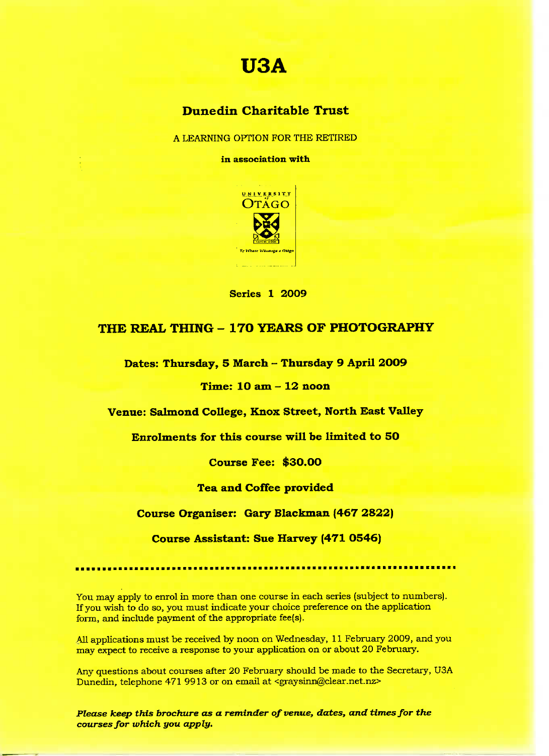# U3A

## Dunedin Charitable Trust

A LEARNING OPTION FOR THE RETIRED

**in association with**

UNIVERSITY of OTAGO

Te Whare Wānanga o Otāgo

**Series 1 2009**

## THE REAL THING – 170 YEARS OF PHOTOGRAPHY

**Dates: Thursday, 5 March – Thursday 9 April 2009**

**Time: 10 am – 12 noon**

**Venue: Salmond College, Knox Street, North East Valley**

**Enrolments for this course will be limited to 50**

**Course Fee: $30.00**

**Tea and Coffee provided**

**Course Organiser: Gary Blackman (467 2822)**

**Course Assistant: Sue Harvey (471 0546)**

---

You may apply to enrol in more than one course in each series (subject to numbers). If you wish to do so, you must indicate your choice preference on the application form, and include payment of the appropriate fee(s).

All applications must be received by noon on Wednesday, 11 February 2009, and you may expect to receive a response to your application on or about 20 February.

Any questions about courses after 20 February should be made to the Secretary, U3A Dunedin, telephone 471 9913 or on email at <graysinn@clear.net.nz>

***Please keep this brochure as a reminder of venue, dates, and times for the courses for which you apply.***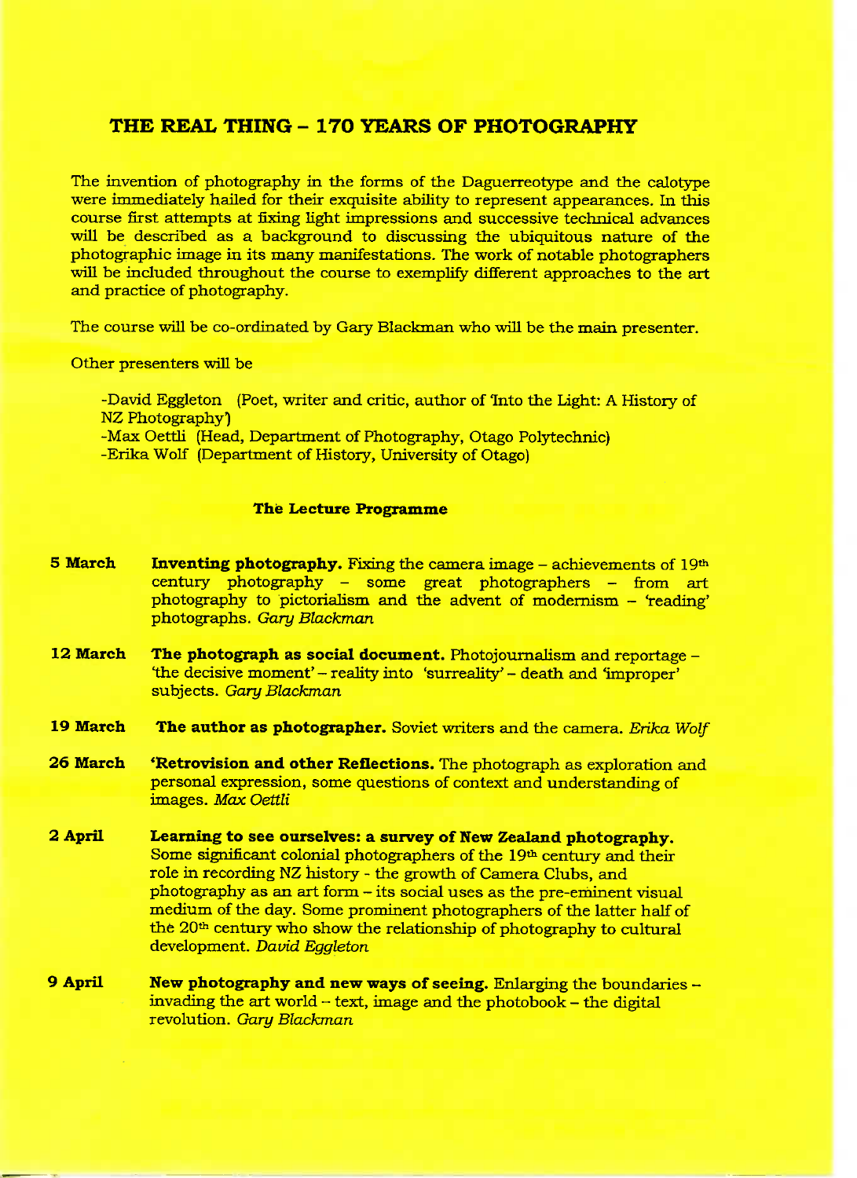## THE REAL THING – 170 YEARS OF PHOTOGRAPHY

The invention of photography in the forms of the Daguerreotype and the calotype were immediately hailed for their exquisite ability to represent appearances. In this course first attempts at fixing light impressions and successive technical advances will be described as a background to discussing the ubiquitous nature of the photographic image in its many manifestations. The work of notable photographers will be included throughout the course to exemplify different approaches to the art and practice of photography.

The course will be co-ordinated by Gary Blackman who will be the main presenter.

Other presenters will be

- David Eggleton (Poet, writer and critic, author of 'Into the Light: A History of NZ Photography')
- Max Oettli (Head, Department of Photography, Otago Polytechnic)
- Erika Wolf (Department of History, University of Otago)

### The Lecture Programme

**5 March** — **Inventing photography.** Fixing the camera image – achievements of 19th century photography – some great photographers – from art photography to pictorialism and the advent of modernism – 'reading' photographs. *Gary Blackman*

**12 March** — **The photograph as social document.** Photojournalism and reportage – 'the decisive moment' – reality into 'surreality' – death and 'improper' subjects. *Gary Blackman*

**19 March** — **The author as photographer.** Soviet writers and the camera. *Erika Wolf*

**26 March** — **'Retrovision and other Reflections.** The photograph as exploration and personal expression, some questions of context and understanding of images. *Max Oettli*

**2 April** — **Learning to see ourselves: a survey of New Zealand photography.** Some significant colonial photographers of the 19th century and their role in recording NZ history - the growth of Camera Clubs, and photography as an art form – its social uses as the pre-eminent visual medium of the day. Some prominent photographers of the latter half of the 20th century who show the relationship of photography to cultural development. *David Eggleton*

**9 April** — **New photography and new ways of seeing.** Enlarging the boundaries – invading the art world – text, image and the photobook – the digital revolution. *Gary Blackman*